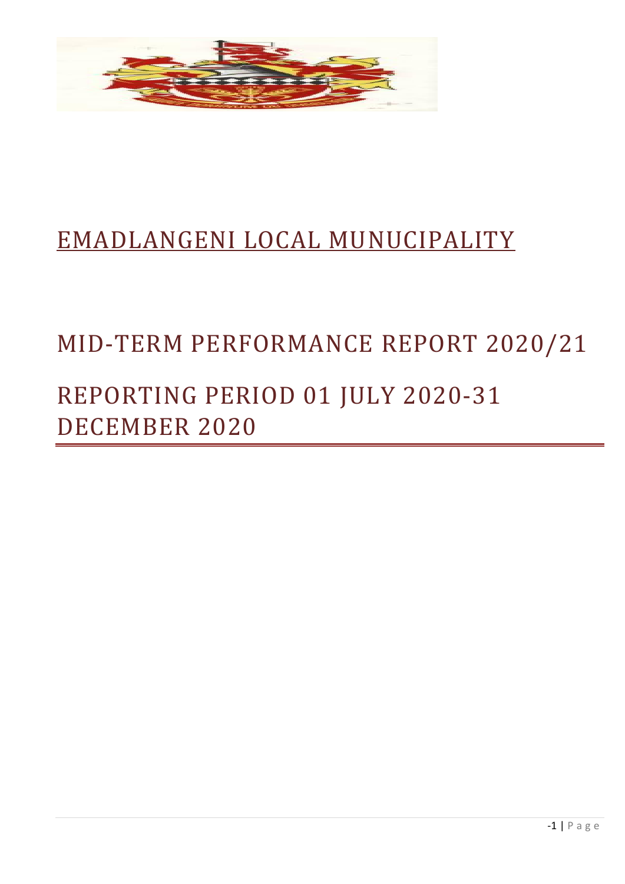# EMADLANGENI LOCAL MUNUCIPALITY

# MID-TERM PERFORMANCE REPORT 2020/21

# REPORTING PERIOD 01 JULY 2020-31 DECEMBER 2020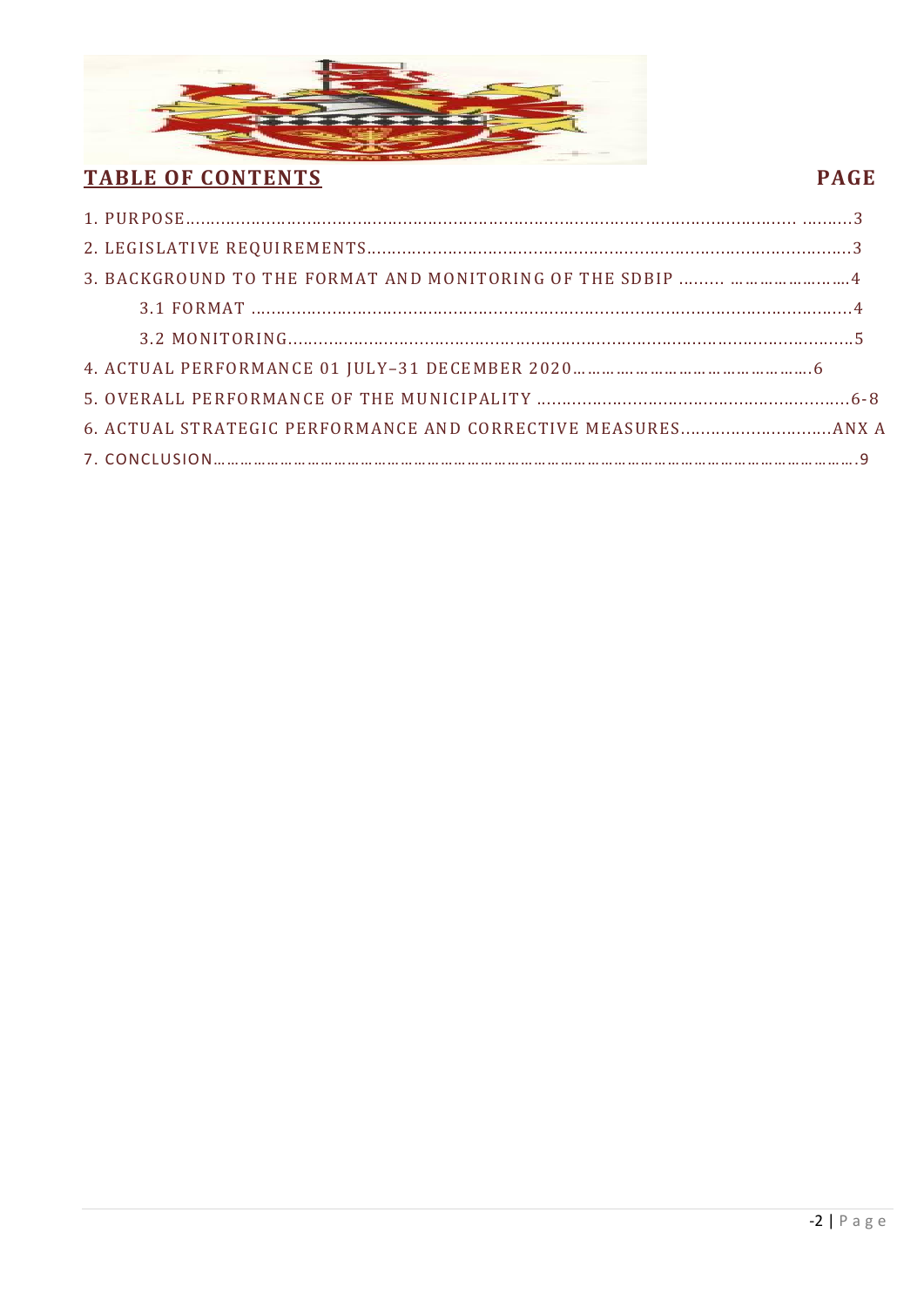## TABLE OF CONTENTS

| | PAGE |
|---|---|
| 1. PURPOSE | 3 |
| 2. LEGISLATIVE REQUIREMENTS | 3 |
| 3. BACKGROUND TO THE FORMAT AND MONITORING OF THE SDBIP | 4 |
| 3.1 FORMAT | 4 |
| 3.2 MONITORING | 5 |
| 4. ACTUAL PERFORMANCE 01 JULY–31 DECEMBER 2020 | 6 |
| 5. OVERALL PERFORMANCE OF THE MUNICIPALITY | 6-8 |
| 6. ACTUAL STRATEGIC PERFORMANCE AND CORRECTIVE MEASURES | ANX A |
| 7. CONCLUSION | 9 |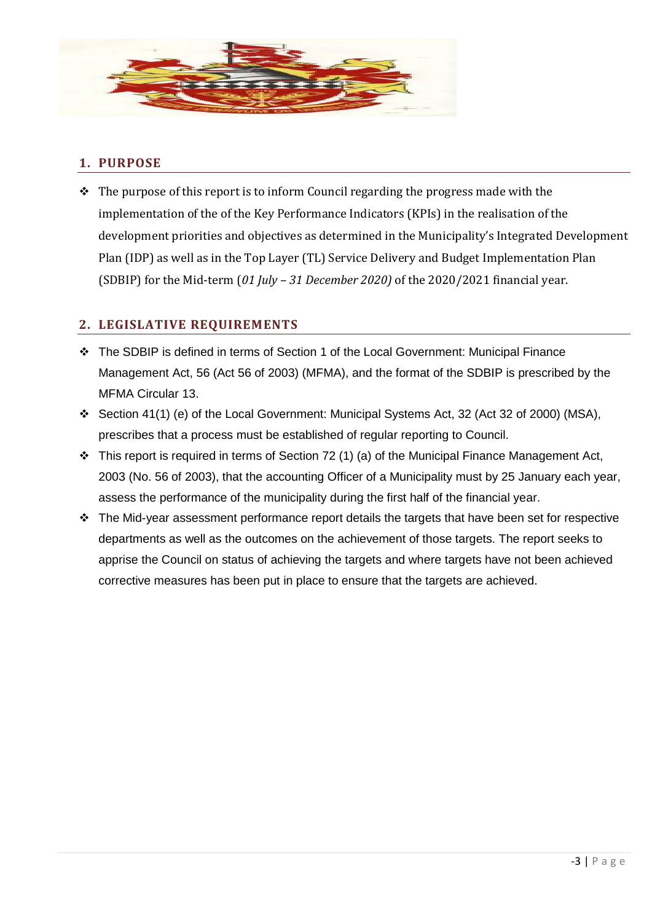## 1. PURPOSE

- The purpose of this report is to inform Council regarding the progress made with the implementation of the of the Key Performance Indicators (KPIs) in the realisation of the development priorities and objectives as determined in the Municipality's Integrated Development Plan (IDP) as well as in the Top Layer (TL) Service Delivery and Budget Implementation Plan (SDBIP) for the Mid-term (*01 July – 31 December 2020)* of the 2020/2021 financial year.

## 2. LEGISLATIVE REQUIREMENTS

- The SDBIP is defined in terms of Section 1 of the Local Government: Municipal Finance Management Act, 56 (Act 56 of 2003) (MFMA), and the format of the SDBIP is prescribed by the MFMA Circular 13.
- Section 41(1) (e) of the Local Government: Municipal Systems Act, 32 (Act 32 of 2000) (MSA), prescribes that a process must be established of regular reporting to Council.
- This report is required in terms of Section 72 (1) (a) of the Municipal Finance Management Act, 2003 (No. 56 of 2003), that the accounting Officer of a Municipality must by 25 January each year, assess the performance of the municipality during the first half of the financial year.
- The Mid-year assessment performance report details the targets that have been set for respective departments as well as the outcomes on the achievement of those targets. The report seeks to apprise the Council on status of achieving the targets and where targets have not been achieved corrective measures has been put in place to ensure that the targets are achieved.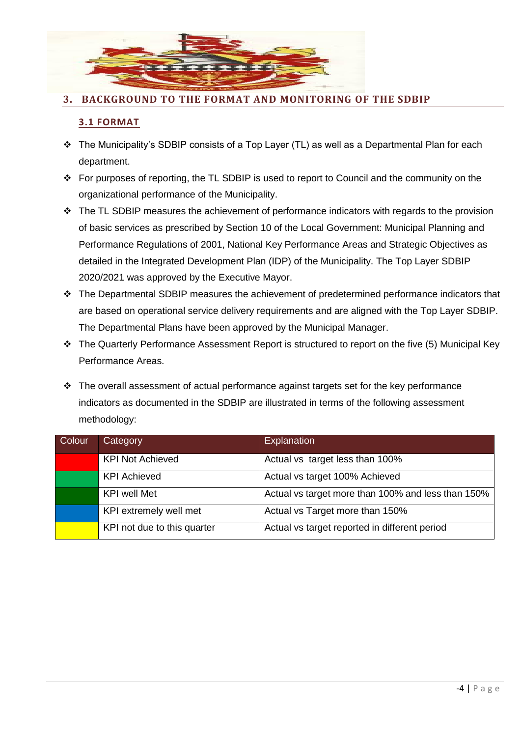## 3. BACKGROUND TO THE FORMAT AND MONITORING OF THE SDBIP

### 3.1 FORMAT

- The Municipality's SDBIP consists of a Top Layer (TL) as well as a Departmental Plan for each department.
- For purposes of reporting, the TL SDBIP is used to report to Council and the community on the organizational performance of the Municipality.
- The TL SDBIP measures the achievement of performance indicators with regards to the provision of basic services as prescribed by Section 10 of the Local Government: Municipal Planning and Performance Regulations of 2001, National Key Performance Areas and Strategic Objectives as detailed in the Integrated Development Plan (IDP) of the Municipality. The Top Layer SDBIP 2020/2021 was approved by the Executive Mayor.
- The Departmental SDBIP measures the achievement of predetermined performance indicators that are based on operational service delivery requirements and are aligned with the Top Layer SDBIP. The Departmental Plans have been approved by the Municipal Manager.
- The Quarterly Performance Assessment Report is structured to report on the five (5) Municipal Key Performance Areas.
- The overall assessment of actual performance against targets set for the key performance indicators as documented in the SDBIP are illustrated in terms of the following assessment methodology:

| Colour | Category | Explanation |
|---|---|---|
| Red | KPI Not Achieved | Actual vs target less than 100% |
| Green | KPI Achieved | Actual vs target 100% Achieved |
| Dark Green | KPI well Met | Actual vs target more than 100% and less than 150% |
| Blue | KPI extremely well met | Actual vs Target more than 150% |
| Yellow | KPI not due to this quarter | Actual vs target reported in different period |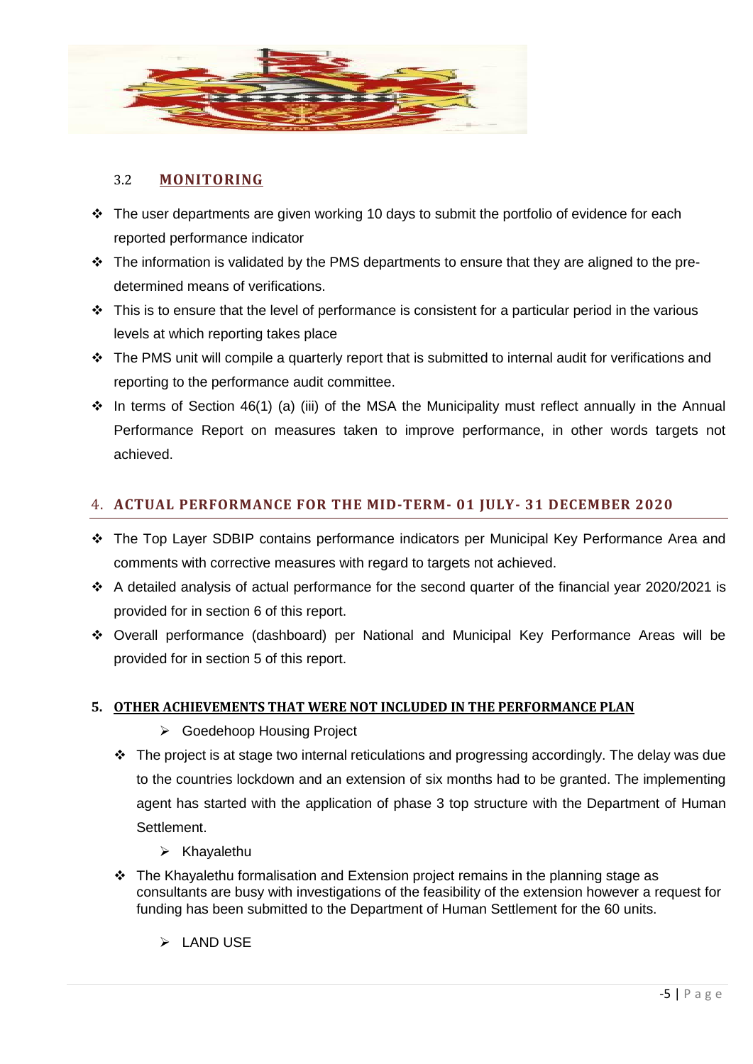### 3.2 MONITORING

- The user departments are given working 10 days to submit the portfolio of evidence for each reported performance indicator
- The information is validated by the PMS departments to ensure that they are aligned to the pre-determined means of verifications.
- This is to ensure that the level of performance is consistent for a particular period in the various levels at which reporting takes place
- The PMS unit will compile a quarterly report that is submitted to internal audit for verifications and reporting to the performance audit committee.
- In terms of Section 46(1) (a) (iii) of the MSA the Municipality must reflect annually in the Annual Performance Report on measures taken to improve performance, in other words targets not achieved.

## 4. ACTUAL PERFORMANCE FOR THE MID-TERM- 01 JULY- 31 DECEMBER 2020

- The Top Layer SDBIP contains performance indicators per Municipal Key Performance Area and comments with corrective measures with regard to targets not achieved.
- A detailed analysis of actual performance for the second quarter of the financial year 2020/2021 is provided for in section 6 of this report.
- Overall performance (dashboard) per National and Municipal Key Performance Areas will be provided for in section 5 of this report.

## 5. OTHER ACHIEVEMENTS THAT WERE NOT INCLUDED IN THE PERFORMANCE PLAN

- Goedehoop Housing Project
  - The project is at stage two internal reticulations and progressing accordingly. The delay was due to the countries lockdown and an extension of six months had to be granted. The implementing agent has started with the application of phase 3 top structure with the Department of Human Settlement.
- Khayalethu
  - The Khayalethu formalisation and Extension project remains in the planning stage as consultants are busy with investigations of the feasibility of the extension however a request for funding has been submitted to the Department of Human Settlement for the 60 units.
- LAND USE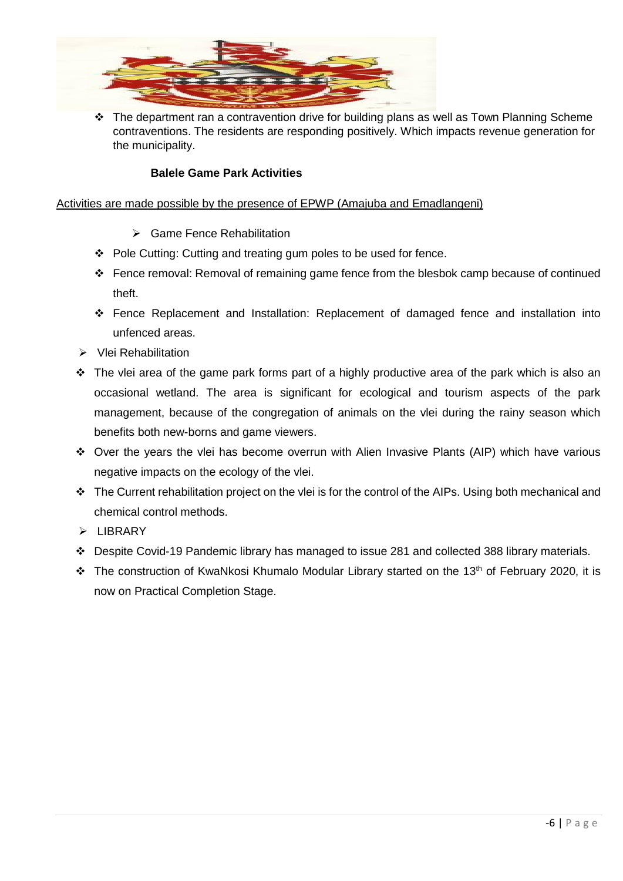- The department ran a contravention drive for building plans as well as Town Planning Scheme contraventions. The residents are responding positively. Which impacts revenue generation for the municipality.

**Balele Game Park Activities**

<u>Activities are made possible by the presence of EPWP (Amajuba and Emadlangeni)</u>

- Game Fence Rehabilitation
  - Pole Cutting: Cutting and treating gum poles to be used for fence.
  - Fence removal: Removal of remaining game fence from the blesbok camp because of continued theft.
  - Fence Replacement and Installation: Replacement of damaged fence and installation into unfenced areas.
- Vlei Rehabilitation
  - The vlei area of the game park forms part of a highly productive area of the park which is also an occasional wetland. The area is significant for ecological and tourism aspects of the park management, because of the congregation of animals on the vlei during the rainy season which benefits both new-borns and game viewers.
  - Over the years the vlei has become overrun with Alien Invasive Plants (AIP) which have various negative impacts on the ecology of the vlei.
  - The Current rehabilitation project on the vlei is for the control of the AIPs. Using both mechanical and chemical control methods.
- LIBRARY
  - Despite Covid-19 Pandemic library has managed to issue 281 and collected 388 library materials.
  - The construction of KwaNkosi Khumalo Modular Library started on the 13th of February 2020, it is now on Practical Completion Stage.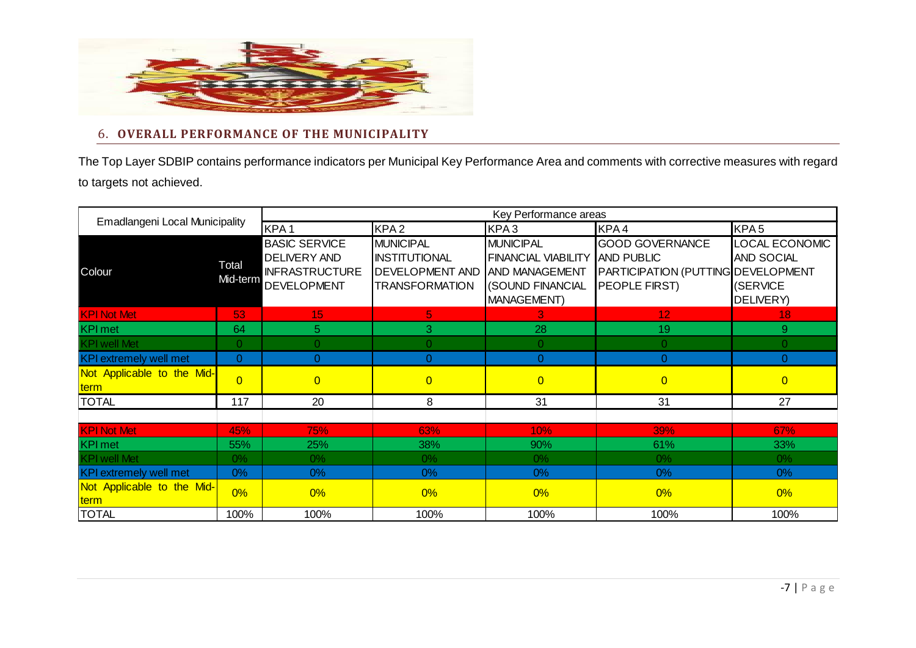## 6. OVERALL PERFORMANCE OF THE MUNICIPALITY

The Top Layer SDBIP contains performance indicators per Municipal Key Performance Area and comments with corrective measures with regard to targets not achieved.

| Emadlangeni Local Municipality | | Key Performance areas | | | | |
|---|---|---|---|---|---|---|
| | | KPA 1 | KPA 2 | KPA 3 | KPA 4 | KPA 5 |
| Colour | Total Mid-term | BASIC SERVICE DELIVERY AND INFRASTRUCTURE DEVELOPMENT | MUNICIPAL INSTITUTIONAL DEVELOPMENT AND TRANSFORMATION | MUNICIPAL FINANCIAL VIABILITY AND MANAGEMENT (SOUND FINANCIAL MANAGEMENT) | GOOD GOVERNANCE AND PUBLIC PARTICIPATION (PUTTING PEOPLE FIRST) | LOCAL ECONOMIC AND SOCIAL DEVELOPMENT (SERVICE DELIVERY) |
| KPI Not Met | 53 | 15 | 5 | 3 | 12 | 18 |
| KPI met | 64 | 5 | 3 | 28 | 19 | 9 |
| KPI well Met | 0 | 0 | 0 | 0 | 0 | 0 |
| KPI extremely well met | 0 | 0 | 0 | 0 | 0 | 0 |
| Not Applicable to the Mid-term | 0 | 0 | 0 | 0 | 0 | 0 |
| TOTAL | 117 | 20 | 8 | 31 | 31 | 27 |
| | | | | | | |
| KPI Not Met | 45% | 75% | 63% | 10% | 39% | 67% |
| KPI met | 55% | 25% | 38% | 90% | 61% | 33% |
| KPI well Met | 0% | 0% | 0% | 0% | 0% | 0% |
| KPI extremely well met | 0% | 0% | 0% | 0% | 0% | 0% |
| Not Applicable to the Mid-term | 0% | 0% | 0% | 0% | 0% | 0% |
| TOTAL | 100% | 100% | 100% | 100% | 100% | 100% |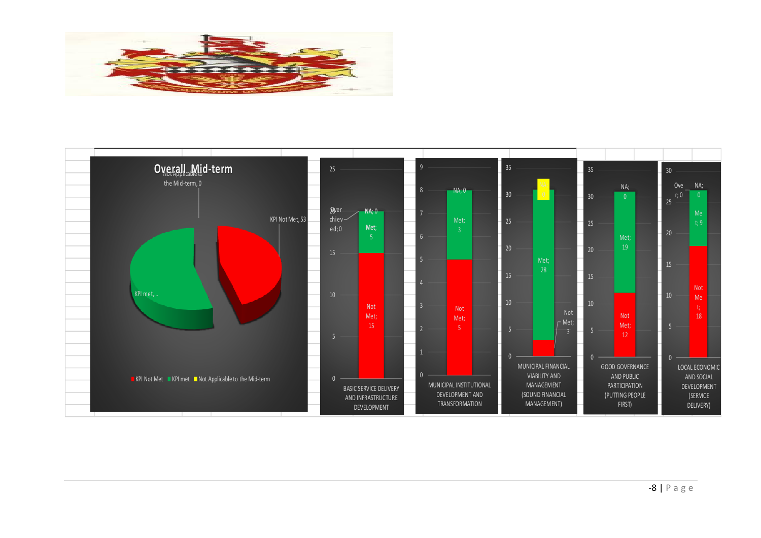## Overall Mid-term

Not Applicable to the Mid-term, 0

KPI Not Met, 53

KPI met,...

KPI Not Met | KPI met | Not Applicable to the Mid-term

| KPA | NA | Over achieved | Met | Not Met |
|---|---|---|---|---|
| BASIC SERVICE DELIVERY AND INFRASTRUCTURE DEVELOPMENT | 0 | 0 | 5 | 15 |
| MUNICIPAL INSTITUTIONAL DEVELOPMENT AND TRANSFORMATION | 0 | | 3 | 5 |
| MUNICIPAL FINANCIAL VIABILITY AND MANAGEMENT (SOUND FINANCIAL MANAGEMENT) | | | 28 | 3 |
| GOOD GOVERNANCE AND PUBLIC PARTICIPATION (PUTTING PEOPLE FIRST) | 0 | | 19 | 12 |
| LOCAL ECONOMIC AND SOCIAL DEVELOPMENT (SERVICE DELIVERY) | 0 | 0 | 9 | 18 |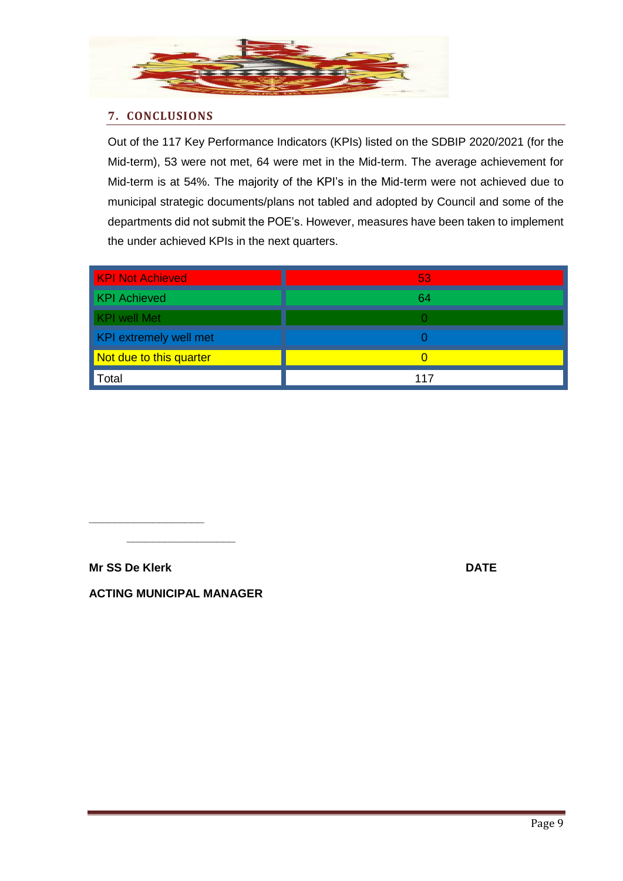## 7. CONCLUSIONS

Out of the 117 Key Performance Indicators (KPIs) listed on the SDBIP 2020/2021 (for the Mid-term), 53 were not met, 64 were met in the Mid-term. The average achievement for Mid-term is at 54%. The majority of the KPI's in the Mid-term were not achieved due to municipal strategic documents/plans not tabled and adopted by Council and some of the departments did not submit the POE's. However, measures have been taken to implement the under achieved KPIs in the next quarters.

| | |
|---|---|
| KPI Not Achieved | 53 |
| KPI Achieved | 64 |
| KPI well Met | 0 |
| KPI extremely well met | 0 |
| Not due to this quarter | 0 |
| Total | 117 |

_________________ _________________

**Mr SS De Klerk** **DATE**

**ACTING MUNICIPAL MANAGER**